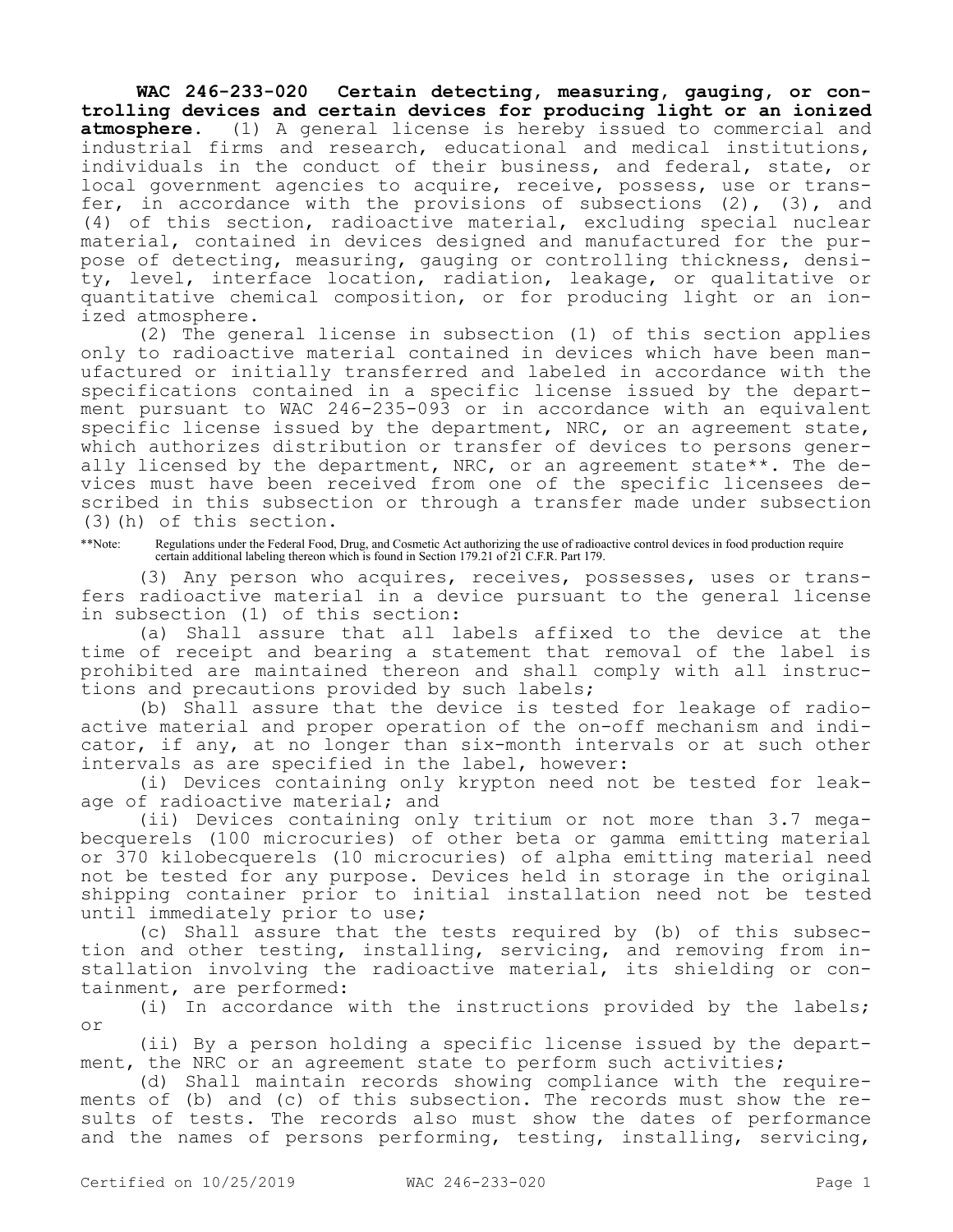**WAC 246-233-020 Certain detecting, measuring, gauging, or controlling devices and certain devices for producing light or an ionized atmosphere.** (1) A general license is hereby issued to commercial and industrial firms and research, educational and medical institutions, individuals in the conduct of their business, and federal, state, or local government agencies to acquire, receive, possess, use or transfer, in accordance with the provisions of subsections (2), (3), and (4) of this section, radioactive material, excluding special nuclear material, contained in devices designed and manufactured for the purpose of detecting, measuring, gauging or controlling thickness, density, level, interface location, radiation, leakage, or qualitative or quantitative chemical composition, or for producing light or an ionized atmosphere.

(2) The general license in subsection (1) of this section applies only to radioactive material contained in devices which have been manufactured or initially transferred and labeled in accordance with the specifications contained in a specific license issued by the department pursuant to WAC 246-235-093 or in accordance with an equivalent specific license issued by the department, NRC, or an agreement state, which authorizes distribution or transfer of devices to persons generally licensed by the department, NRC, or an agreement state**. The devices must have been received from one of the specific licensees described in this subsection or through a transfer made under subsection (3)(h) of this section.

**Note: Regulations under the Federal Food, Drug, and Cosmetic Act authorizing the use of radioactive control devices in food production require certain additional labeling thereon which is found in Section 179.21 of 21 C.F.R. Part 179.

(3) Any person who acquires, receives, possesses, uses or transfers radioactive material in a device pursuant to the general license in subsection (1) of this section:

(a) Shall assure that all labels affixed to the device at the time of receipt and bearing a statement that removal of the label is prohibited are maintained thereon and shall comply with all instructions and precautions provided by such labels;

(b) Shall assure that the device is tested for leakage of radioactive material and proper operation of the on-off mechanism and indicator, if any, at no longer than six-month intervals or at such other intervals as are specified in the label, however:

(i) Devices containing only krypton need not be tested for leakage of radioactive material; and

(ii) Devices containing only tritium or not more than 3.7 megabecquerels (100 microcuries) of other beta or gamma emitting material or 370 kilobecquerels (10 microcuries) of alpha emitting material need not be tested for any purpose. Devices held in storage in the original shipping container prior to initial installation need not be tested until immediately prior to use;

(c) Shall assure that the tests required by (b) of this subsection and other testing, installing, servicing, and removing from installation involving the radioactive material, its shielding or containment, are performed:

(i) In accordance with the instructions provided by the labels; or

(ii) By a person holding a specific license issued by the department, the NRC or an agreement state to perform such activities;

(d) Shall maintain records showing compliance with the requirements of (b) and (c) of this subsection. The records must show the results of tests. The records also must show the dates of performance and the names of persons performing, testing, installing, servicing,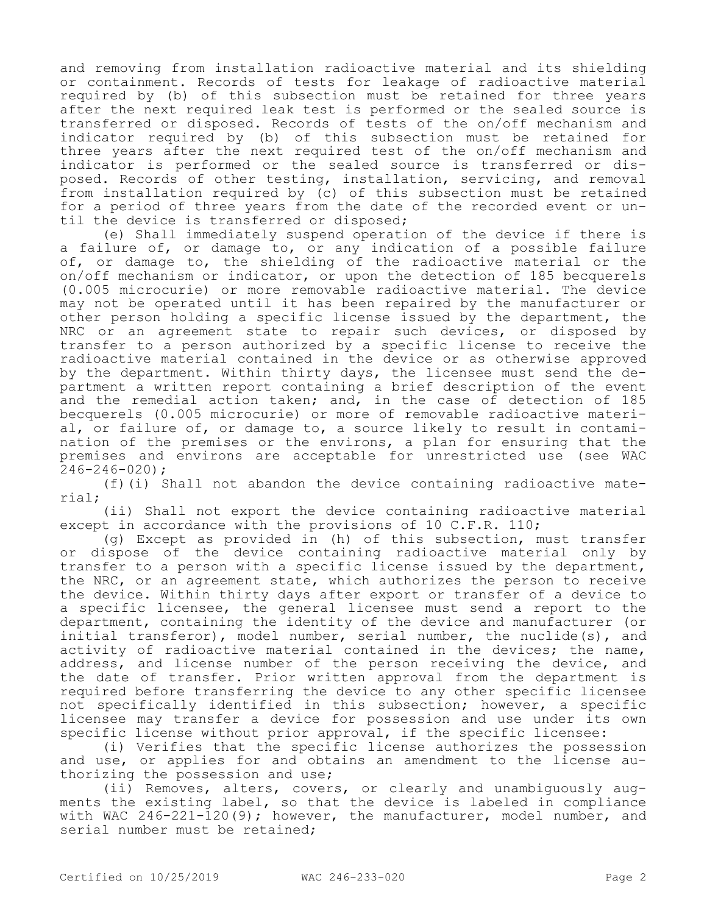and removing from installation radioactive material and its shielding or containment. Records of tests for leakage of radioactive material required by (b) of this subsection must be retained for three years after the next required leak test is performed or the sealed source is transferred or disposed. Records of tests of the on/off mechanism and indicator required by (b) of this subsection must be retained for three years after the next required test of the on/off mechanism and indicator is performed or the sealed source is transferred or disposed. Records of other testing, installation, servicing, and removal from installation required by (c) of this subsection must be retained for a period of three years from the date of the recorded event or until the device is transferred or disposed;

(e) Shall immediately suspend operation of the device if there is a failure of, or damage to, or any indication of a possible failure of, or damage to, the shielding of the radioactive material or the on/off mechanism or indicator, or upon the detection of 185 becquerels (0.005 microcurie) or more removable radioactive material. The device may not be operated until it has been repaired by the manufacturer or other person holding a specific license issued by the department, the NRC or an agreement state to repair such devices, or disposed by transfer to a person authorized by a specific license to receive the radioactive material contained in the device or as otherwise approved by the department. Within thirty days, the licensee must send the department a written report containing a brief description of the event and the remedial action taken; and, in the case of detection of 185 becquerels (0.005 microcurie) or more of removable radioactive material, or failure of, or damage to, a source likely to result in contamination of the premises or the environs, a plan for ensuring that the premises and environs are acceptable for unrestricted use (see WAC 246-246-020);

(f)(i) Shall not abandon the device containing radioactive material;

(ii) Shall not export the device containing radioactive material except in accordance with the provisions of 10 C.F.R. 110;

(g) Except as provided in (h) of this subsection, must transfer or dispose of the device containing radioactive material only by transfer to a person with a specific license issued by the department, the NRC, or an agreement state, which authorizes the person to receive the device. Within thirty days after export or transfer of a device to a specific licensee, the general licensee must send a report to the department, containing the identity of the device and manufacturer (or initial transferor), model number, serial number, the nuclide(s), and activity of radioactive material contained in the devices; the name, address, and license number of the person receiving the device, and the date of transfer. Prior written approval from the department is required before transferring the device to any other specific licensee not specifically identified in this subsection; however, a specific licensee may transfer a device for possession and use under its own specific license without prior approval, if the specific licensee:

(i) Verifies that the specific license authorizes the possession and use, or applies for and obtains an amendment to the license authorizing the possession and use;

(ii) Removes, alters, covers, or clearly and unambiguously augments the existing label, so that the device is labeled in compliance with WAC 246-221-120(9); however, the manufacturer, model number, and serial number must be retained;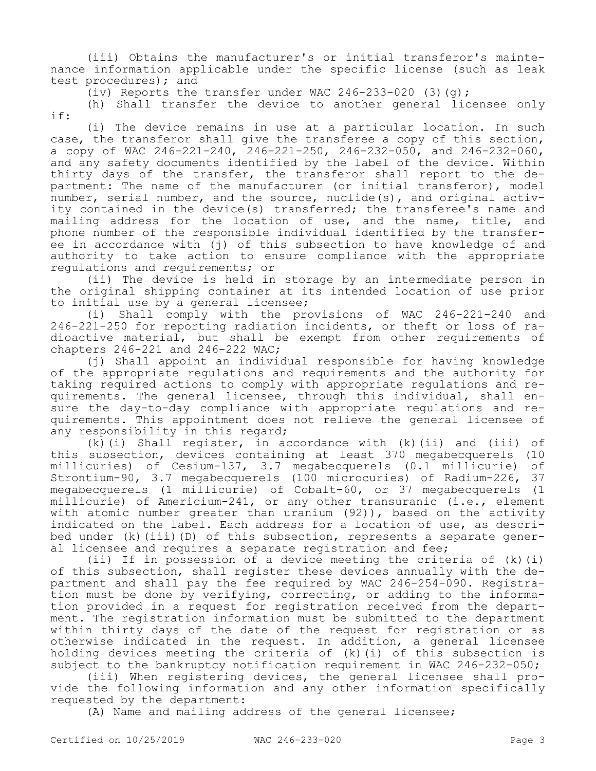(iii) Obtains the manufacturer's or initial transferor's maintenance information applicable under the specific license (such as leak test procedures); and

(iv) Reports the transfer under WAC 246-233-020 (3)(g);

(h) Shall transfer the device to another general licensee only if:

(i) The device remains in use at a particular location. In such case, the transferor shall give the transferee a copy of this section, a copy of WAC 246-221-240, 246-221-250, 246-232-050, and 246-232-060, and any safety documents identified by the label of the device. Within thirty days of the transfer, the transferor shall report to the department: The name of the manufacturer (or initial transferor), model number, serial number, and the source, nuclide(s), and original activity contained in the device(s) transferred; the transferee's name and mailing address for the location of use, and the name, title, and phone number of the responsible individual identified by the transferee in accordance with (j) of this subsection to have knowledge of and authority to take action to ensure compliance with the appropriate regulations and requirements; or

(ii) The device is held in storage by an intermediate person in the original shipping container at its intended location of use prior to initial use by a general licensee;

(i) Shall comply with the provisions of WAC 246-221-240 and 246-221-250 for reporting radiation incidents, or theft or loss of radioactive material, but shall be exempt from other requirements of chapters 246-221 and 246-222 WAC;

(j) Shall appoint an individual responsible for having knowledge of the appropriate regulations and requirements and the authority for taking required actions to comply with appropriate regulations and requirements. The general licensee, through this individual, shall ensure the day-to-day compliance with appropriate regulations and requirements. This appointment does not relieve the general licensee of any responsibility in this regard;

(k)(i) Shall register, in accordance with (k)(ii) and (iii) of this subsection, devices containing at least 370 megabecquerels (10 millicuries) of Cesium-137, 3.7 megabecquerels (0.1 millicurie) of Strontium-90, 3.7 megabecquerels (100 microcuries) of Radium-226, 37 megabecquerels (1 millicurie) of Cobalt-60, or 37 megabecquerels (1 millicurie) of Americium-241, or any other transuranic (i.e., element with atomic number greater than uranium (92)), based on the activity indicated on the label. Each address for a location of use, as described under (k)(iii)(D) of this subsection, represents a separate general licensee and requires a separate registration and fee;

(ii) If in possession of a device meeting the criteria of (k)(i) of this subsection, shall register these devices annually with the department and shall pay the fee required by WAC 246-254-090. Registration must be done by verifying, correcting, or adding to the information provided in a request for registration received from the department. The registration information must be submitted to the department within thirty days of the date of the request for registration or as otherwise indicated in the request. In addition, a general licensee holding devices meeting the criteria of (k)(i) of this subsection is subject to the bankruptcy notification requirement in WAC 246-232-050;

(iii) When registering devices, the general licensee shall provide the following information and any other information specifically requested by the department:

(A) Name and mailing address of the general licensee;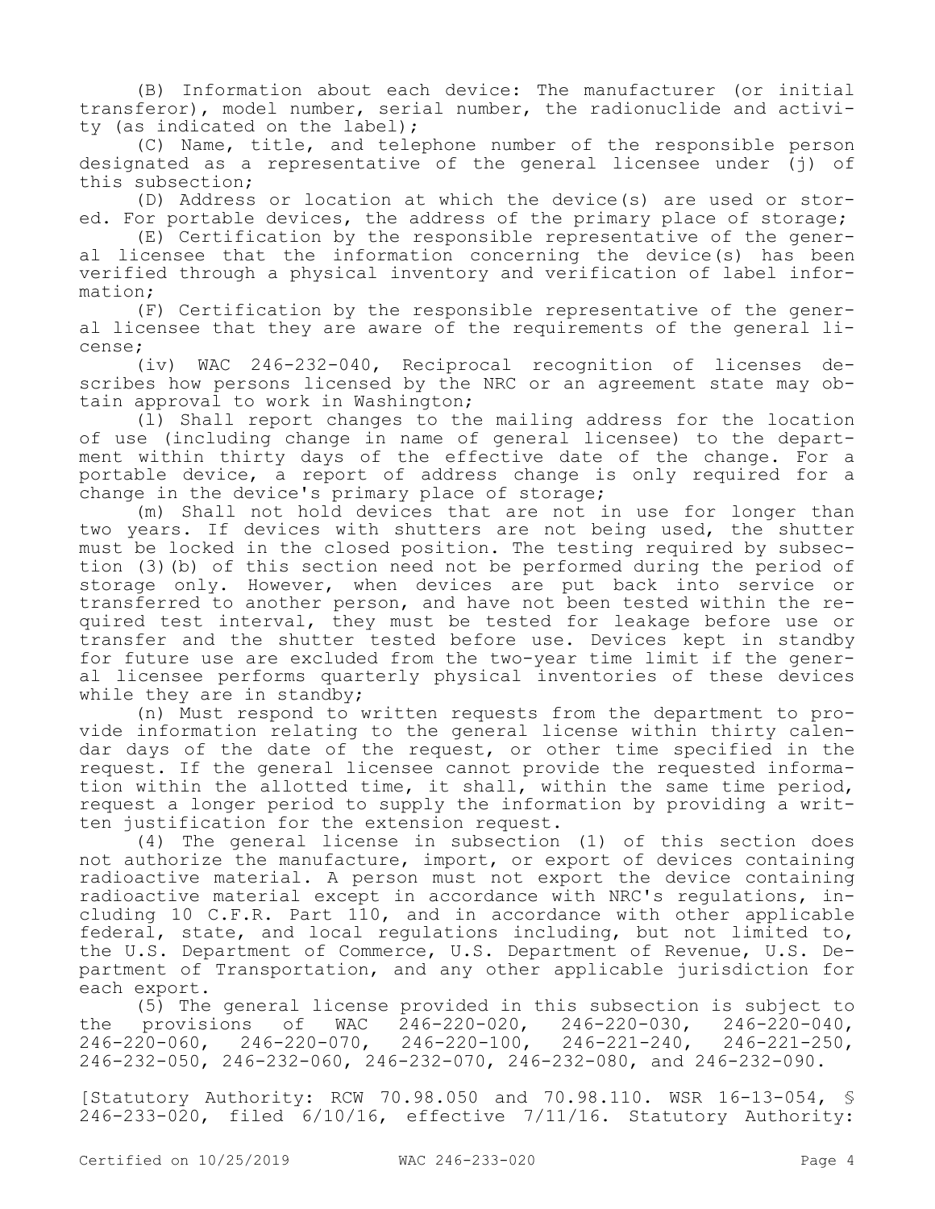(B) Information about each device: The manufacturer (or initial transferor), model number, serial number, the radionuclide and activity (as indicated on the label);

(C) Name, title, and telephone number of the responsible person designated as a representative of the general licensee under (j) of this subsection;

(D) Address or location at which the device(s) are used or stored. For portable devices, the address of the primary place of storage;

(E) Certification by the responsible representative of the general licensee that the information concerning the device(s) has been verified through a physical inventory and verification of label information;

(F) Certification by the responsible representative of the general licensee that they are aware of the requirements of the general license;

(iv) WAC 246-232-040, Reciprocal recognition of licenses describes how persons licensed by the NRC or an agreement state may obtain approval to work in Washington;

(l) Shall report changes to the mailing address for the location of use (including change in name of general licensee) to the department within thirty days of the effective date of the change. For a portable device, a report of address change is only required for a change in the device's primary place of storage;

(m) Shall not hold devices that are not in use for longer than two years. If devices with shutters are not being used, the shutter must be locked in the closed position. The testing required by subsection (3)(b) of this section need not be performed during the period of storage only. However, when devices are put back into service or transferred to another person, and have not been tested within the required test interval, they must be tested for leakage before use or transfer and the shutter tested before use. Devices kept in standby for future use are excluded from the two-year time limit if the general licensee performs quarterly physical inventories of these devices while they are in standby;

(n) Must respond to written requests from the department to provide information relating to the general license within thirty calendar days of the date of the request, or other time specified in the request. If the general licensee cannot provide the requested information within the allotted time, it shall, within the same time period, request a longer period to supply the information by providing a written justification for the extension request.

(4) The general license in subsection (1) of this section does not authorize the manufacture, import, or export of devices containing radioactive material. A person must not export the device containing radioactive material except in accordance with NRC's regulations, including 10 C.F.R. Part 110, and in accordance with other applicable federal, state, and local regulations including, but not limited to, the U.S. Department of Commerce, U.S. Department of Revenue, U.S. Department of Transportation, and any other applicable jurisdiction for each export.

(5) The general license provided in this subsection is subject to the provisions of WAC 246-220-020, 246-220-030, 246-220-040, 246-220-060, 246-220-070, 246-220-100, 246-221-240, 246-221-250, 246-232-050, 246-232-060, 246-232-070, 246-232-080, and 246-232-090.

[Statutory Authority: RCW 70.98.050 and 70.98.110. WSR 16-13-054, § 246-233-020, filed 6/10/16, effective 7/11/16. Statutory Authority: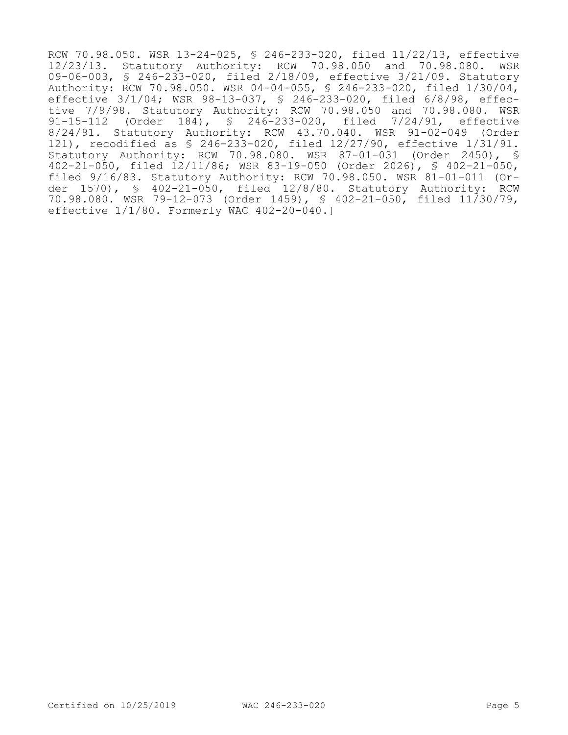RCW 70.98.050. WSR 13-24-025, § 246-233-020, filed 11/22/13, effective 12/23/13. Statutory Authority: RCW 70.98.050 and 70.98.080. WSR 09-06-003, § 246-233-020, filed 2/18/09, effective 3/21/09. Statutory Authority: RCW 70.98.050. WSR 04-04-055, § 246-233-020, filed 1/30/04, effective 3/1/04; WSR 98-13-037, § 246-233-020, filed 6/8/98, effective 7/9/98. Statutory Authority: RCW 70.98.050 and 70.98.080. WSR 91-15-112 (Order 184), § 246-233-020, filed 7/24/91, effective 8/24/91. Statutory Authority: RCW 43.70.040. WSR 91-02-049 (Order 121), recodified as § 246-233-020, filed 12/27/90, effective 1/31/91. Statutory Authority: RCW 70.98.080. WSR 87-01-031 (Order 2450), § 402-21-050, filed 12/11/86; WSR 83-19-050 (Order 2026), § 402-21-050, filed 9/16/83. Statutory Authority: RCW 70.98.050. WSR 81-01-011 (Order 1570), § 402-21-050, filed 12/8/80. Statutory Authority: RCW 70.98.080. WSR 79-12-073 (Order 1459), § 402-21-050, filed 11/30/79, effective 1/1/80. Formerly WAC 402-20-040.]